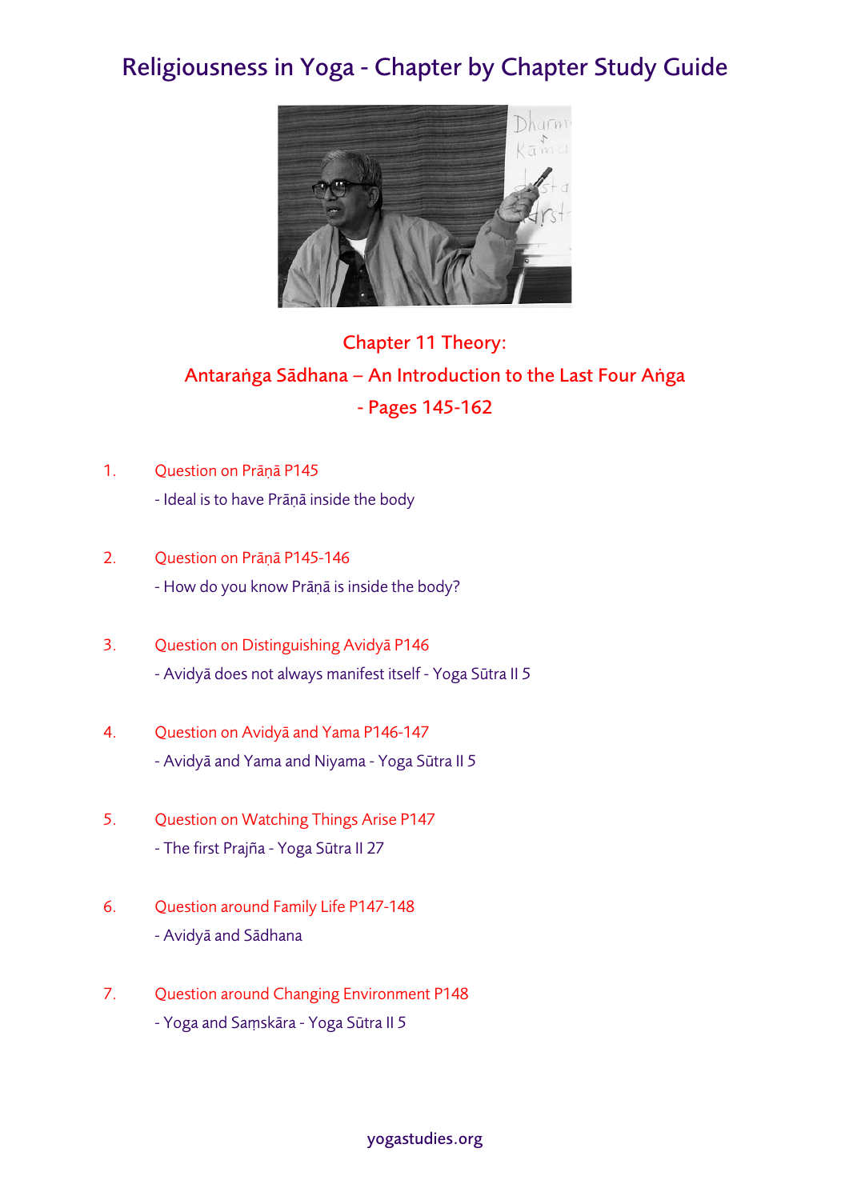# Religiousness in Yoga - Chapter by Chapter Study Guide

## Chapter 11 Theory:
## Antaraṅga Sādhana – An Introduction to the Last Four Aṅga
## - Pages 145-162

1. Question on Prāṇā P145
   - Ideal is to have Prāṇā inside the body

2. Question on Prāṇā P145-146
   - How do you know Prāṇā is inside the body?

3. Question on Distinguishing Avidyā P146
   - Avidyā does not always manifest itself - Yoga Sūtra II 5

4. Question on Avidyā and Yama P146-147
   - Avidyā and Yama and Niyama - Yoga Sūtra II 5

5. Question on Watching Things Arise P147
   - The first Prajña - Yoga Sūtra II 27

6. Question around Family Life P147-148
   - Avidyā and Sādhana

7. Question around Changing Environment P148
   - Yoga and Saṃskāra - Yoga Sūtra II 5

yogastudies.org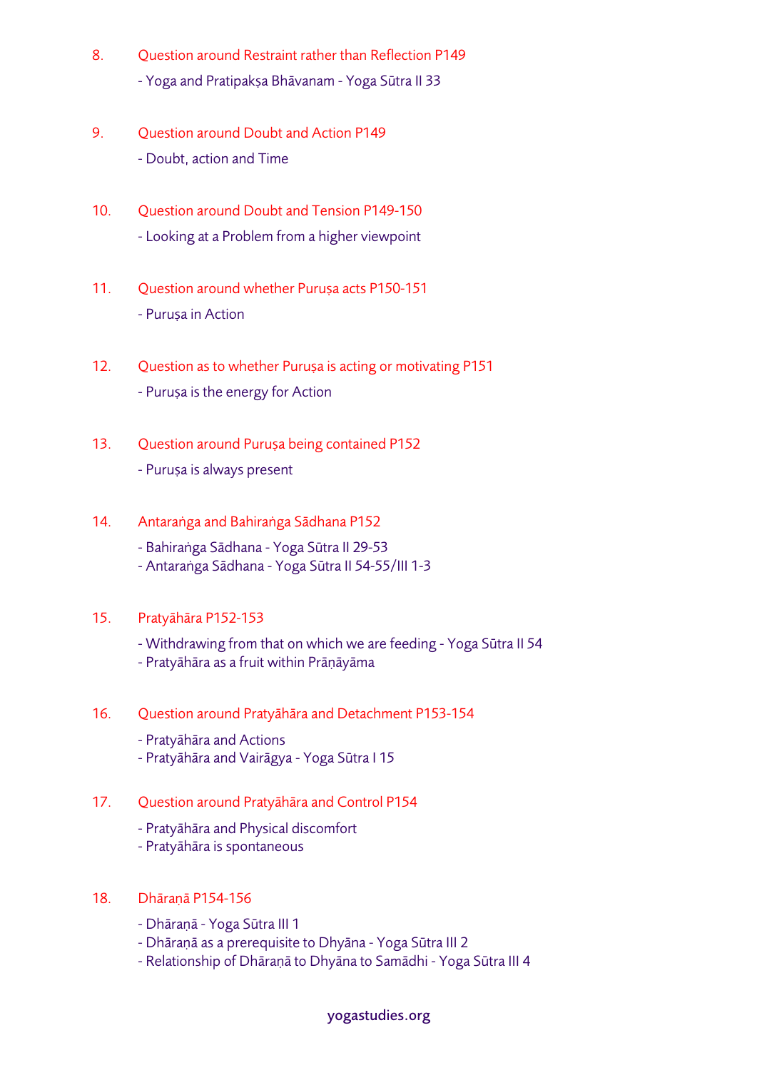8. Question around Restraint rather than Reflection P149
   - Yoga and Pratipakṣa Bhāvanam - Yoga Sūtra II 33

9. Question around Doubt and Action P149
   - Doubt, action and Time

10. Question around Doubt and Tension P149-150
    - Looking at a Problem from a higher viewpoint

11. Question around whether Puruṣa acts P150-151
    - Puruṣa in Action

12. Question as to whether Puruṣa is acting or motivating P151
    - Puruṣa is the energy for Action

13. Question around Puruṣa being contained P152
    - Puruṣa is always present

14. Antaraṅga and Bahiraṅga Sādhana P152
    - Bahiraṅga Sādhana - Yoga Sūtra II 29-53
    - Antaraṅga Sādhana - Yoga Sūtra II 54-55/III 1-3

15. Pratyāhāra P152-153
    - Withdrawing from that on which we are feeding - Yoga Sūtra II 54
    - Pratyāhāra as a fruit within Prāṇāyāma

16. Question around Pratyāhāra and Detachment P153-154
    - Pratyāhāra and Actions
    - Pratyāhāra and Vairāgya - Yoga Sūtra I 15

17. Question around Pratyāhāra and Control P154
    - Pratyāhāra and Physical discomfort
    - Pratyāhāra is spontaneous

18. Dhāraṇā P154-156
    - Dhāraṇā - Yoga Sūtra III 1
    - Dhāraṇā as a prerequisite to Dhyāna - Yoga Sūtra III 2
    - Relationship of Dhāraṇā to Dhyāna to Samādhi - Yoga Sūtra III 4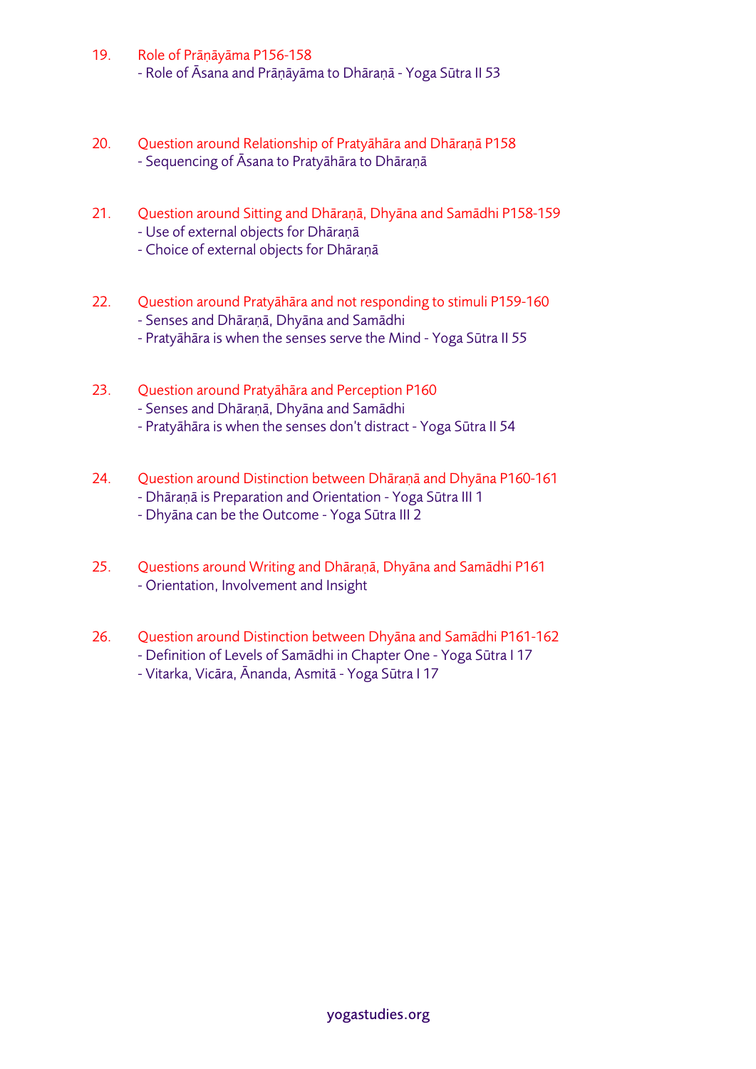19. Role of Prāṇāyāma P156-158
    - Role of Āsana and Prāṇāyāma to Dhāraṇā - Yoga Sūtra II 53

20. Question around Relationship of Pratyāhāra and Dhāraṇā P158
    - Sequencing of Āsana to Pratyāhāra to Dhāraṇā

21. Question around Sitting and Dhāraṇā, Dhyāna and Samādhi P158-159
    - Use of external objects for Dhāraṇā
    - Choice of external objects for Dhāraṇā

22. Question around Pratyāhāra and not responding to stimuli P159-160
    - Senses and Dhāraṇā, Dhyāna and Samādhi
    - Pratyāhāra is when the senses serve the Mind - Yoga Sūtra II 55

23. Question around Pratyāhāra and Perception P160
    - Senses and Dhāraṇā, Dhyāna and Samādhi
    - Pratyāhāra is when the senses don't distract - Yoga Sūtra II 54

24. Question around Distinction between Dhāraṇā and Dhyāna P160-161
    - Dhāraṇā is Preparation and Orientation - Yoga Sūtra III 1
    - Dhyāna can be the Outcome - Yoga Sūtra III 2

25. Questions around Writing and Dhāraṇā, Dhyāna and Samādhi P161
    - Orientation, Involvement and Insight

26. Question around Distinction between Dhyāna and Samādhi P161-162
    - Definition of Levels of Samādhi in Chapter One - Yoga Sūtra I 17
    - Vitarka, Vicāra, Ānanda, Asmitā - Yoga Sūtra I 17

yogastudies.org